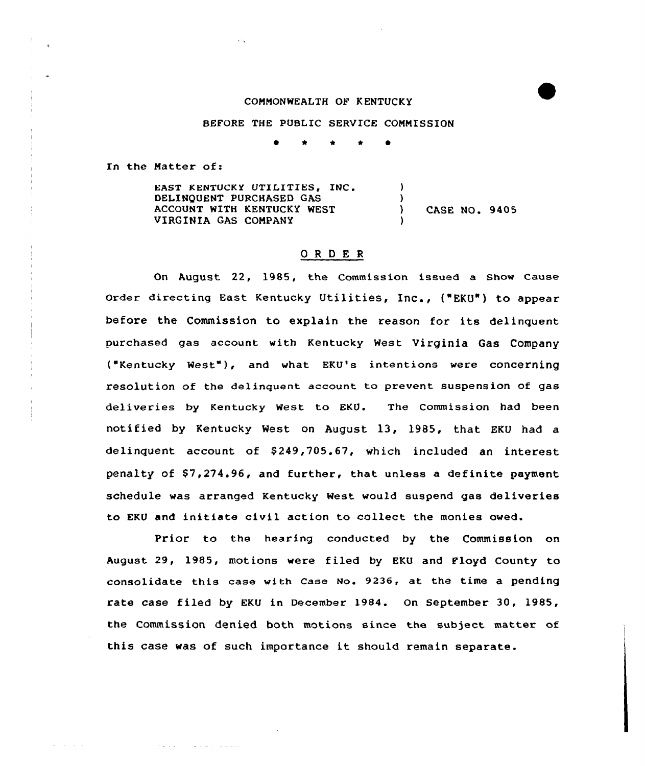COMMONWEALTH OF KENTUCKY

BEFORE THE PUBLIC SERVICE COMMISSION

\* \* \* \* \*

In the Matter of:

| | | |
|---|---|---|
| EAST KENTUCKY UTILITIES, INC. DELINQUENT PURCHASED GAS ACCOUNT WITH KENTUCKY WEST VIRGINIA GAS COMPANY | ) ) ) ) | CASE NO. 9405 |

# ORDER

On August 22, 1985, the Commission issued a Show Cause Order directing East Kentucky Utilities, Inc., ("EKU") to appear before the Commission to explain the reason for its delinquent purchased gas account with Kentucky West Virginia Gas Company ("Kentucky West"), and what EKU's intentions were concerning resolution of the delinquent account to prevent suspension of gas deliveries by Kentucky West to EKU. The Commission had been notified by Kentucky West on August 13, 1985, that EKU had a delinquent account of $249,705.67, which included an interest penalty of $7,274.96, and further, that unless a definite payment schedule was arranged Kentucky West would suspend gas deliveries to EKU and initiate civil action to collect the monies owed.

Prior to the hearing conducted by the Commission on August 29, 1985, motions were filed by EKU and Floyd County to consolidate this case with Case No. 9236, at the time a pending rate case filed by EKU in December 1984. On September 30, 1985, the Commission denied both motions since the subject matter of this case was of such importance it should remain separate.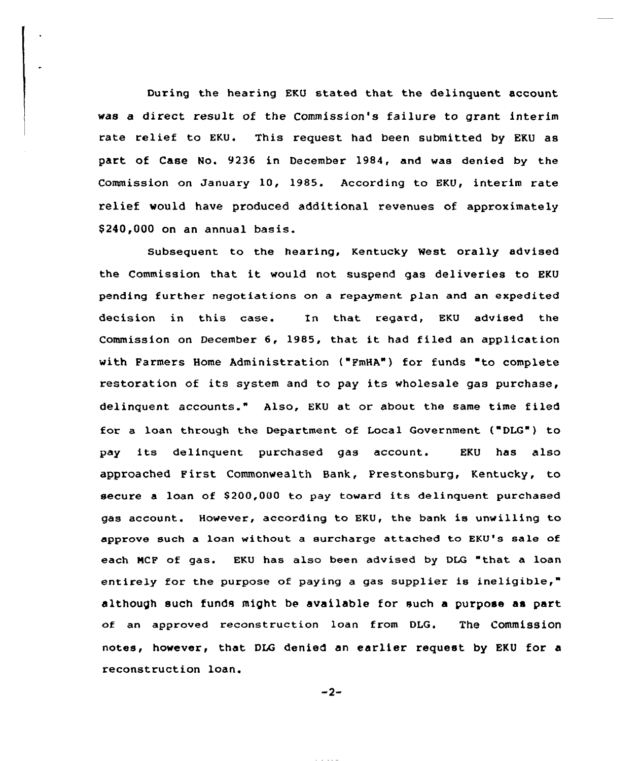During the hearing EKU stated that the delinquent account was a direct result of the Commission's failure to grant interim rate relief to EKU. This request had been submitted by EKU as part of Case No. 9236 in December 1984, and was denied by the Commission on January 10, 1985. According to EKU, interim rate relief would have produced additional revenues of approximately $240,000 on an annual basis.

Subsequent to the hearing, Kentucky West orally advised the Commission that it would not suspend gas deliveries to EKU pending further negotiations on a repayment plan and an expedited decision in this case. In that regard, EKU advised the Commission on December 6, 1985, that it had filed an application with Farmers Home Administration ("FmHA") for funds "to complete restoration of its system and to pay its wholesale gas purchase, delinquent accounts." Also, EKU at or about the same time filed for a loan through the Department of Local Government ("DLG") to pay its delinquent purchased gas account. EKU has also approached First Commonwealth Bank, Prestonsburg, Kentucky, to secure a loan of $200,000 to pay toward its delinquent purchased gas account. However, according to EKU, the bank is unwilling to approve such a loan without a surcharge attached to EKU's sale of each MCF of gas. EKU has also been advised by DLG "that a loan entirely for the purpose of paying a gas supplier is ineligible," although such funds might be available for such a purpose as part of an approved reconstruction loan from DLG. The Commission notes, however, that DLG denied an earlier request by EKU for a reconstruction loan.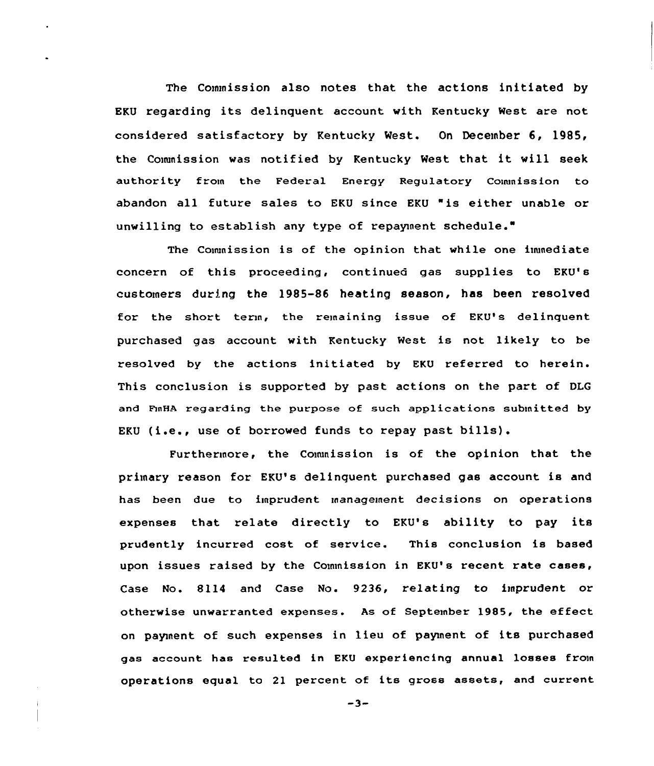The Commission also notes that the actions initiated by EKU regarding its delinquent account with Kentucky West are not considered satisfactory by Kentucky West. On December 6, 1985, the Commission was notified by Kentucky West that it will seek authority from the Federal Energy Regulatory Commission to abandon all future sales to EKU since EKU "is either unable or unwilling to establish any type of repayment schedule."

The Commission is of the opinion that while one immediate concern of this proceeding, continued gas supplies to EKU's customers during the 1985-86 heating season, has been resolved for the short term, the remaining issue of EKU's delinquent purchased gas account with Kentucky West is not likely to be resolved by the actions initiated by EKU referred to herein. This conclusion is supported by past actions on the part of DLG and FmHA regarding the purpose of such applications submitted by EKU (i.e., use of borrowed funds to repay past bills).

Furthermore, the Commission is of the opinion that the primary reason for EKU's delinquent purchased gas account is and has been due to imprudent management decisions on operations expenses that relate directly to EKU's ability to pay its prudently incurred cost of service. This conclusion is based upon issues raised by the Commission in EKU's recent rate cases, Case No. 8114 and Case No. 9236, relating to imprudent or otherwise unwarranted expenses. As of September 1985, the effect on payment of such expenses in lieu of payment of its purchased gas account has resulted in EKU experiencing annual losses from operations equal to 21 percent of its gross assets, and current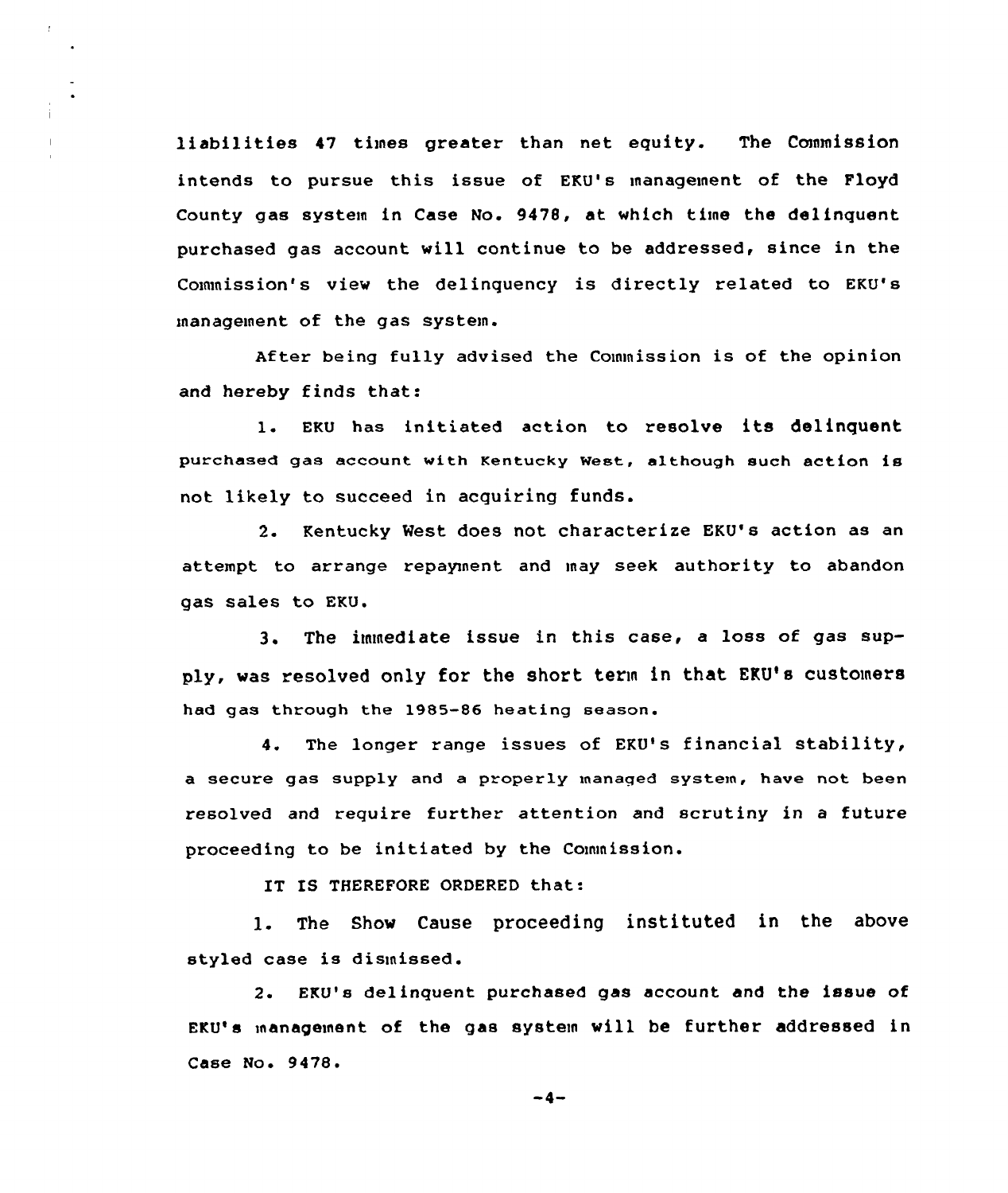liabilities 47 times greater than net equity. The Commission intends to pursue this issue of EKU's management of the Floyd County gas system in Case No. 9478, at which time the delinquent purchased gas account will continue to be addressed, since in the Commission's view the delinquency is directly related to EKU's management of the gas system.

After being fully advised the Commission is of the opinion and hereby finds that:

1. EKU has initiated action to resolve its delinquent purchased gas account with Kentucky West, although such action is not likely to succeed in acquiring funds.

2. Kentucky West does not characterize EKU's action as an attempt to arrange repayment and may seek authority to abandon gas sales to EKU.

3. The immediate issue in this case, a loss of gas supply, was resolved only for the short term in that EKU's customers had gas through the 1985-86 heating season.

4. The longer range issues of EKU's financial stability, a secure gas supply and a properly managed system, have not been resolved and require further attention and scrutiny in a future proceeding to be initiated by the Commission.

IT IS THEREFORE ORDERED that:

1. The Show Cause proceeding instituted in the above styled case is dismissed.

2. EKU's delinquent purchased gas account and the issue of EKU's management of the gas system will be further addressed in Case No. 9478.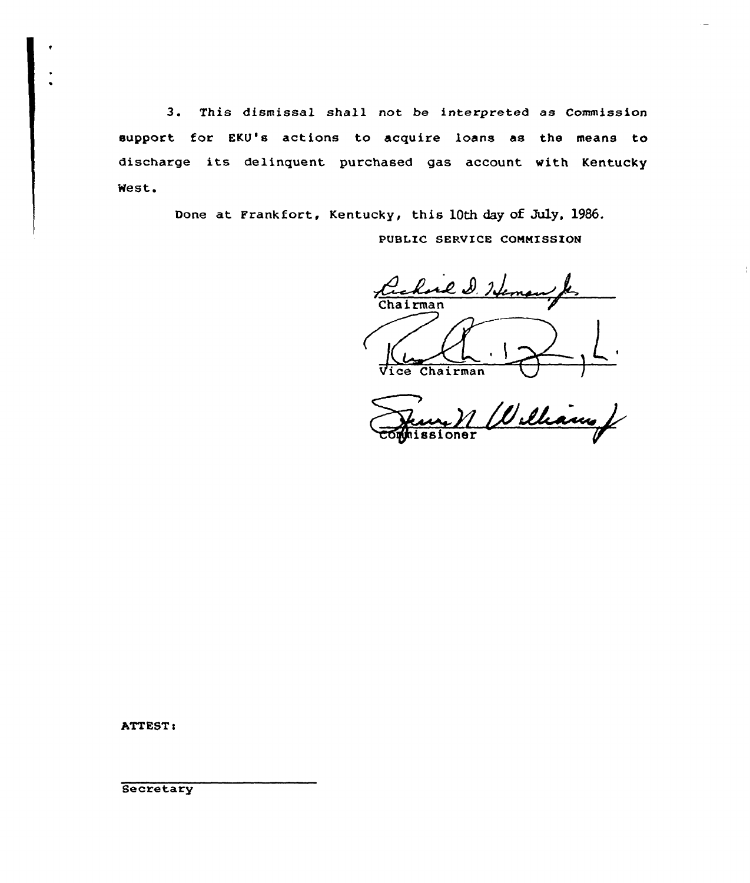3. This dismissal shall not be interpreted as Commission support for EKU's actions to acquire loans as the means to discharge its delinquent purchased gas account with Kentucky West.

Done at Frankfort, Kentucky, this 10th day of July, 1986.

PUBLIC SERVICE COMMISSION

Chairman

Vice Chairman

Commissioner

ATTEST:

Secretary